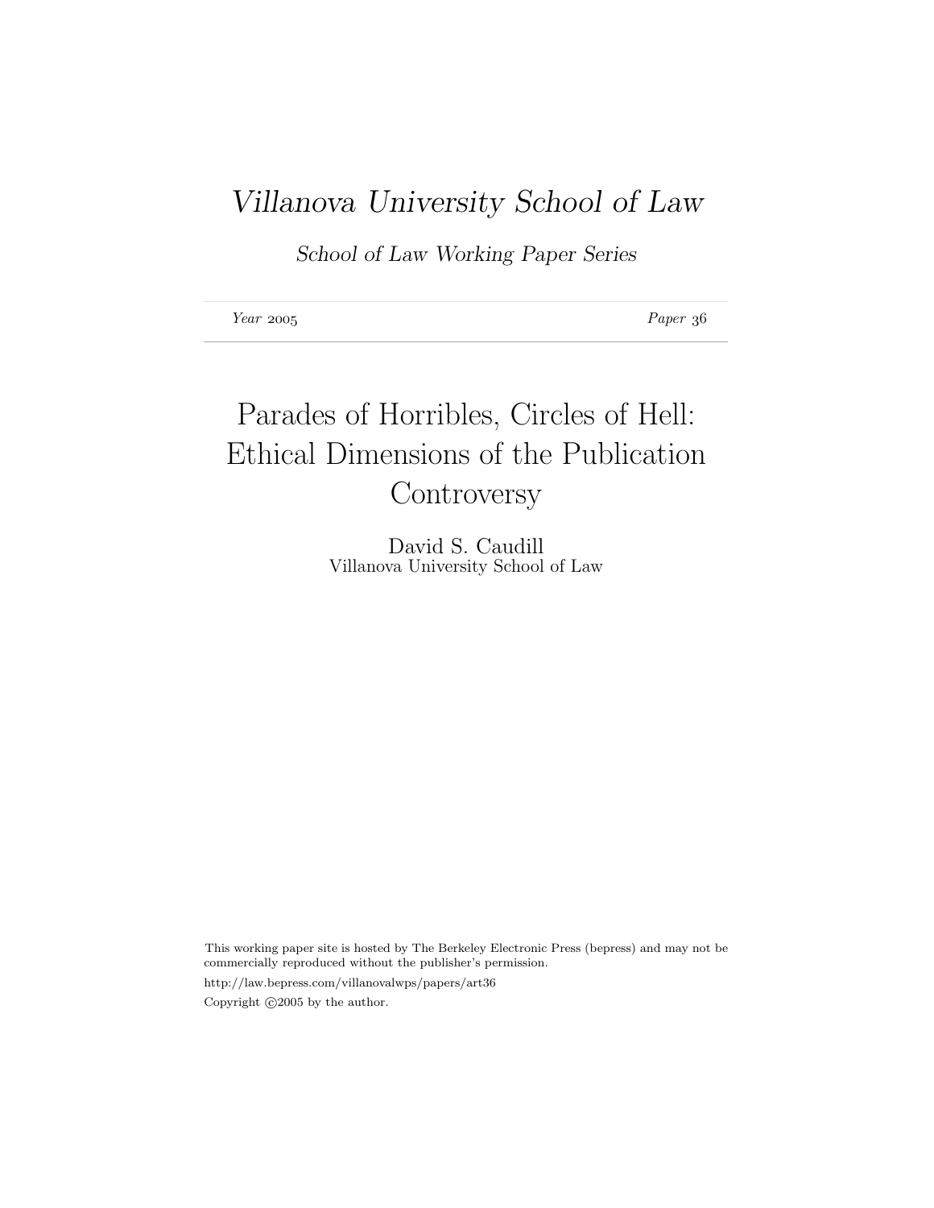*Villanova University School of Law*

*School of Law Working Paper Series*

*Year* 2005 *Paper* 36

# Parades of Horribles, Circles of Hell: Ethical Dimensions of the Publication Controversy

David S. Caudill
Villanova University School of Law

This working paper site is hosted by The Berkeley Electronic Press (bepress) and may not be commercially reproduced without the publisher's permission.

http://law.bepress.com/villanovalwps/papers/art36

Copyright ©2005 by the author.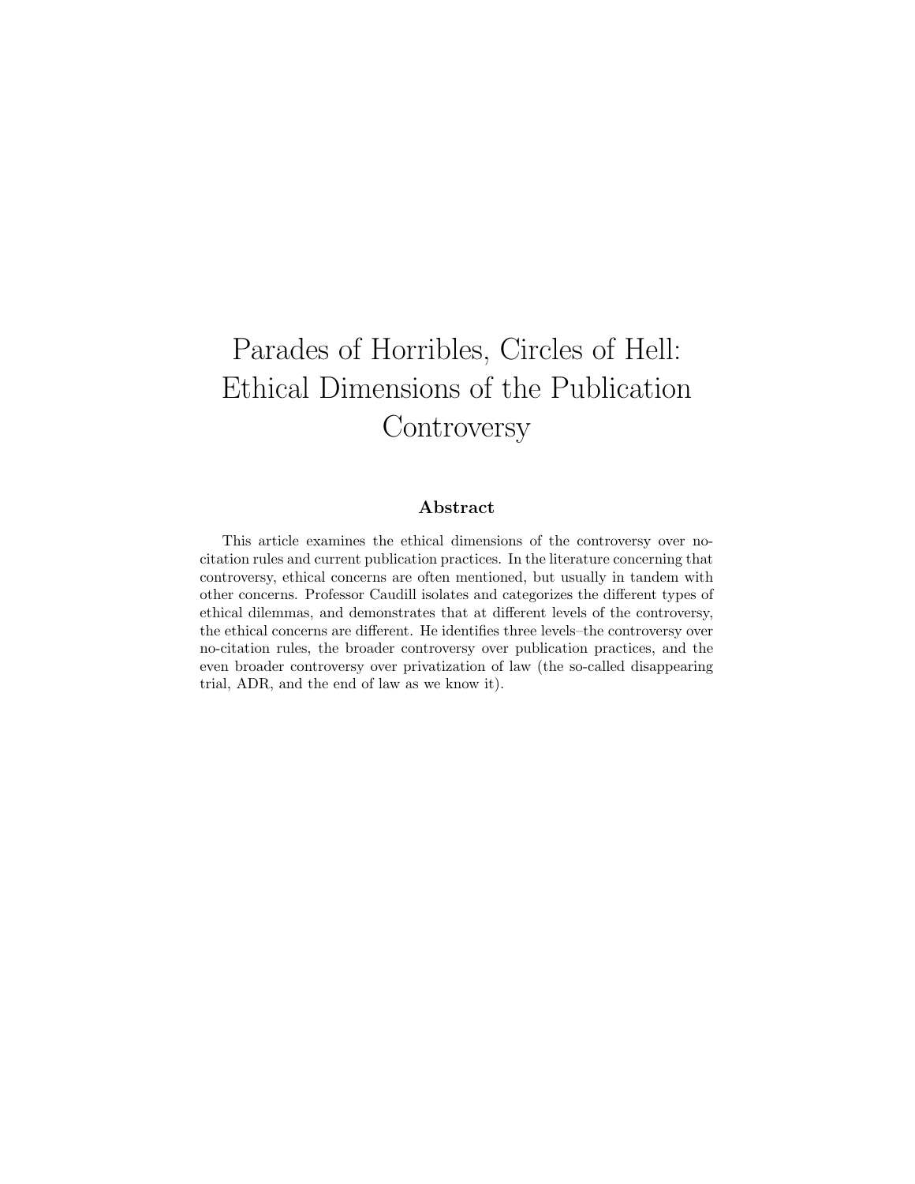# Parades of Horribles, Circles of Hell: Ethical Dimensions of the Publication Controversy

## Abstract

This article examines the ethical dimensions of the controversy over no-citation rules and current publication practices. In the literature concerning that controversy, ethical concerns are often mentioned, but usually in tandem with other concerns. Professor Caudill isolates and categorizes the different types of ethical dilemmas, and demonstrates that at different levels of the controversy, the ethical concerns are different. He identifies three levels–the controversy over no-citation rules, the broader controversy over publication practices, and the even broader controversy over privatization of law (the so-called disappearing trial, ADR, and the end of law as we know it).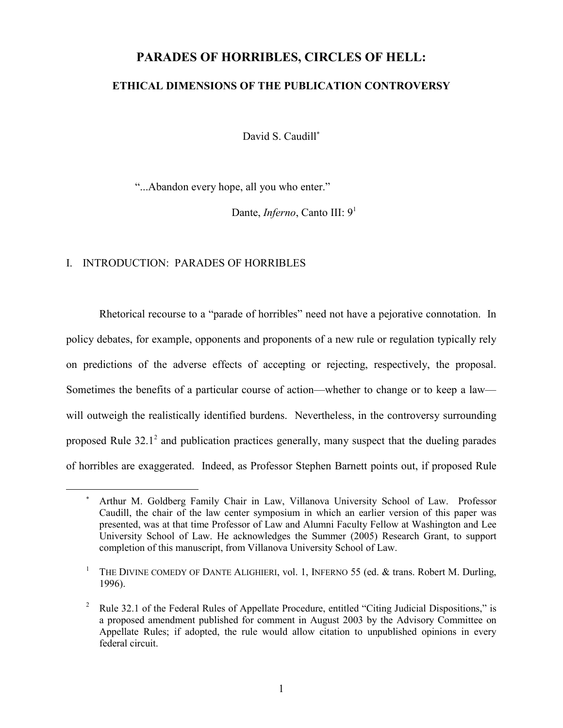# PARADES OF HORRIBLES, CIRCLES OF HELL:

## ETHICAL DIMENSIONS OF THE PUBLICATION CONTROVERSY

David S. Caudill*

> "...Abandon every hope, all you who enter."
>
> Dante, *Inferno*, Canto III: 9[1]

## I. INTRODUCTION: PARADES OF HORRIBLES

Rhetorical recourse to a "parade of horribles" need not have a pejorative connotation. In policy debates, for example, opponents and proponents of a new rule or regulation typically rely on predictions of the adverse effects of accepting or rejecting, respectively, the proposal. Sometimes the benefits of a particular course of action—whether to change or to keep a law—will outweigh the realistically identified burdens. Nevertheless, in the controversy surrounding proposed Rule 32.1[2] and publication practices generally, many suspect that the dueling parades of horribles are exaggerated. Indeed, as Professor Stephen Barnett points out, if proposed Rule

---

\* Arthur M. Goldberg Family Chair in Law, Villanova University School of Law. Professor Caudill, the chair of the law center symposium in which an earlier version of this paper was presented, was at that time Professor of Law and Alumni Faculty Fellow at Washington and Lee University School of Law. He acknowledges the Summer (2005) Research Grant, to support completion of this manuscript, from Villanova University School of Law.

[1] THE DIVINE COMEDY OF DANTE ALIGHIERI, vol. 1, INFERNO 55 (ed. & trans. Robert M. Durling, 1996).

[2] Rule 32.1 of the Federal Rules of Appellate Procedure, entitled "Citing Judicial Dispositions," is a proposed amendment published for comment in August 2003 by the Advisory Committee on Appellate Rules; if adopted, the rule would allow citation to unpublished opinions in every federal circuit.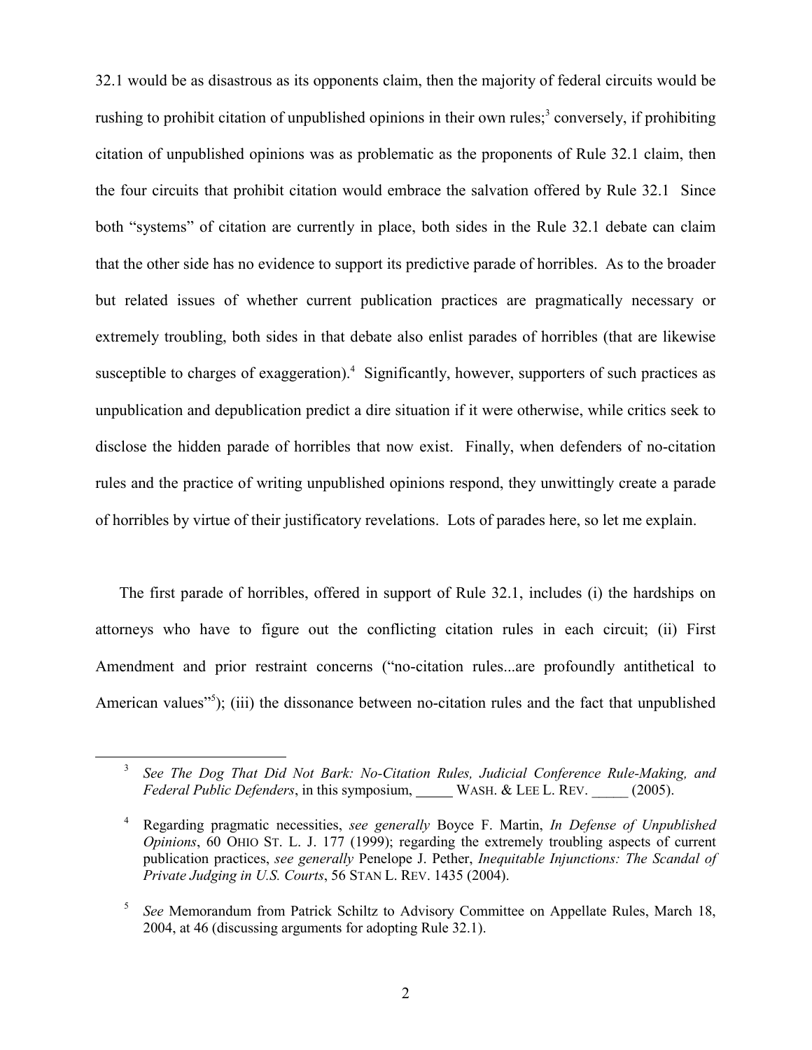32.1 would be as disastrous as its opponents claim, then the majority of federal circuits would be rushing to prohibit citation of unpublished opinions in their own rules;[3] conversely, if prohibiting citation of unpublished opinions was as problematic as the proponents of Rule 32.1 claim, then the four circuits that prohibit citation would embrace the salvation offered by Rule 32.1 Since both "systems" of citation are currently in place, both sides in the Rule 32.1 debate can claim that the other side has no evidence to support its predictive parade of horribles. As to the broader but related issues of whether current publication practices are pragmatically necessary or extremely troubling, both sides in that debate also enlist parades of horribles (that are likewise susceptible to charges of exaggeration).[4] Significantly, however, supporters of such practices as unpublication and depublication predict a dire situation if it were otherwise, while critics seek to disclose the hidden parade of horribles that now exist. Finally, when defenders of no-citation rules and the practice of writing unpublished opinions respond, they unwittingly create a parade of horribles by virtue of their justificatory revelations. Lots of parades here, so let me explain.

The first parade of horribles, offered in support of Rule 32.1, includes (i) the hardships on attorneys who have to figure out the conflicting citation rules in each circuit; (ii) First Amendment and prior restraint concerns ("no-citation rules...are profoundly antithetical to American values"[5]); (iii) the dissonance between no-citation rules and the fact that unpublished

---

[3] *See The Dog That Did Not Bark: No-Citation Rules, Judicial Conference Rule-Making, and Federal Public Defenders*, in this symposium, _____ WASH. & LEE L. REV. _____ (2005).

[4] Regarding pragmatic necessities, *see generally* Boyce F. Martin, *In Defense of Unpublished Opinions*, 60 OHIO ST. L. J. 177 (1999); regarding the extremely troubling aspects of current publication practices, *see generally* Penelope J. Pether, *Inequitable Injunctions: The Scandal of Private Judging in U.S. Courts*, 56 STAN L. REV. 1435 (2004).

[5] *See* Memorandum from Patrick Schiltz to Advisory Committee on Appellate Rules, March 18, 2004, at 46 (discussing arguments for adopting Rule 32.1).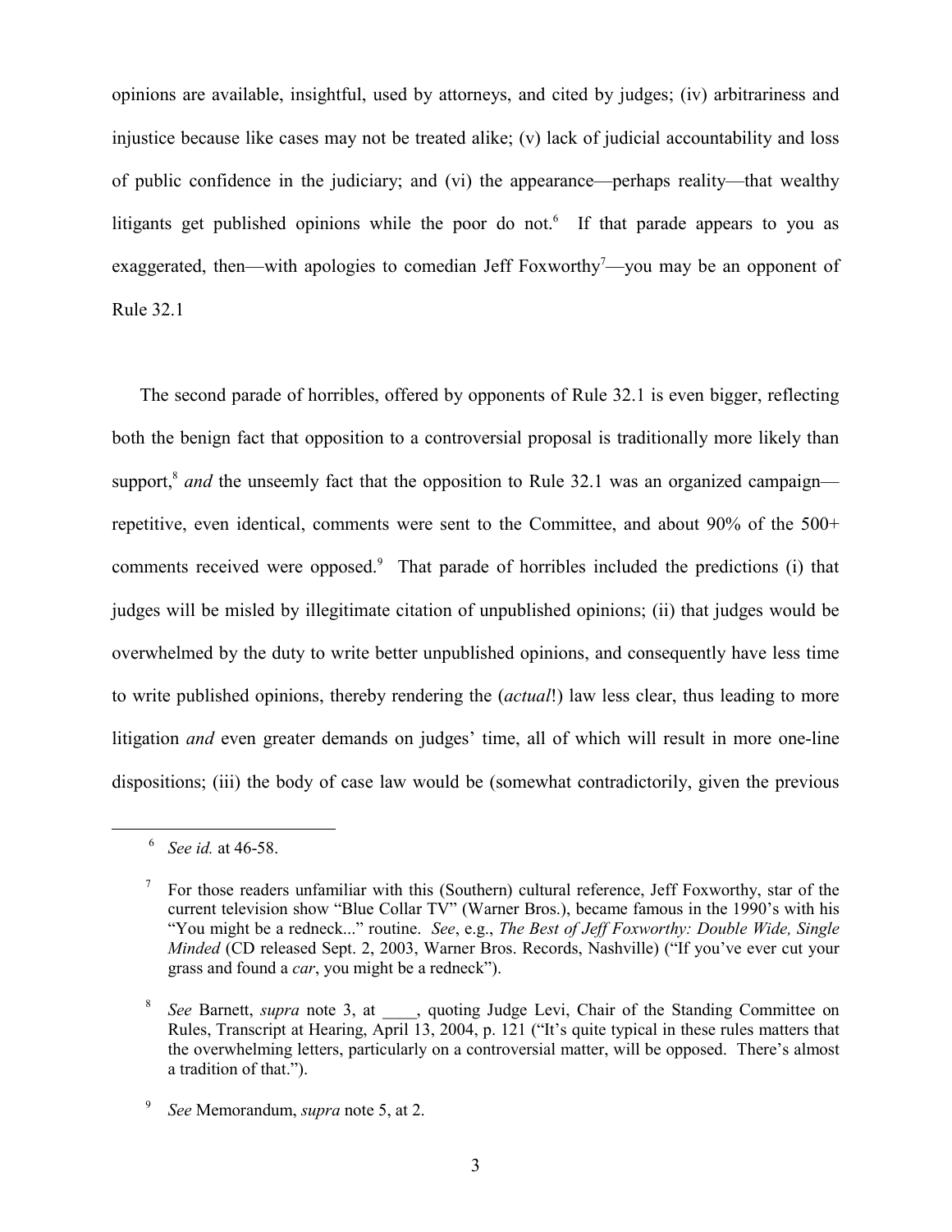opinions are available, insightful, used by attorneys, and cited by judges; (iv) arbitrariness and injustice because like cases may not be treated alike; (v) lack of judicial accountability and loss of public confidence in the judiciary; and (vi) the appearance—perhaps reality—that wealthy litigants get published opinions while the poor do not.[6] If that parade appears to you as exaggerated, then—with apologies to comedian Jeff Foxworthy[7]—you may be an opponent of Rule 32.1

The second parade of horribles, offered by opponents of Rule 32.1 is even bigger, reflecting both the benign fact that opposition to a controversial proposal is traditionally more likely than support,[8] *and* the unseemly fact that the opposition to Rule 32.1 was an organized campaign—repetitive, even identical, comments were sent to the Committee, and about 90% of the 500+ comments received were opposed.[9] That parade of horribles included the predictions (i) that judges will be misled by illegitimate citation of unpublished opinions; (ii) that judges would be overwhelmed by the duty to write better unpublished opinions, and consequently have less time to write published opinions, thereby rendering the (*actual*!) law less clear, thus leading to more litigation *and* even greater demands on judges' time, all of which will result in more one-line dispositions; (iii) the body of case law would be (somewhat contradictorily, given the previous

---

[6] *See id.* at 46-58.

[7] For those readers unfamiliar with this (Southern) cultural reference, Jeff Foxworthy, star of the current television show "Blue Collar TV" (Warner Bros.), became famous in the 1990's with his "You might be a redneck..." routine. *See*, e.g., *The Best of Jeff Foxworthy: Double Wide, Single Minded* (CD released Sept. 2, 2003, Warner Bros. Records, Nashville) ("If you've ever cut your grass and found a *car*, you might be a redneck").

[8] *See* Barnett, *supra* note 3, at ____, quoting Judge Levi, Chair of the Standing Committee on Rules, Transcript at Hearing, April 13, 2004, p. 121 ("It's quite typical in these rules matters that the overwhelming letters, particularly on a controversial matter, will be opposed. There's almost a tradition of that.").

[9] *See* Memorandum, *supra* note 5, at 2.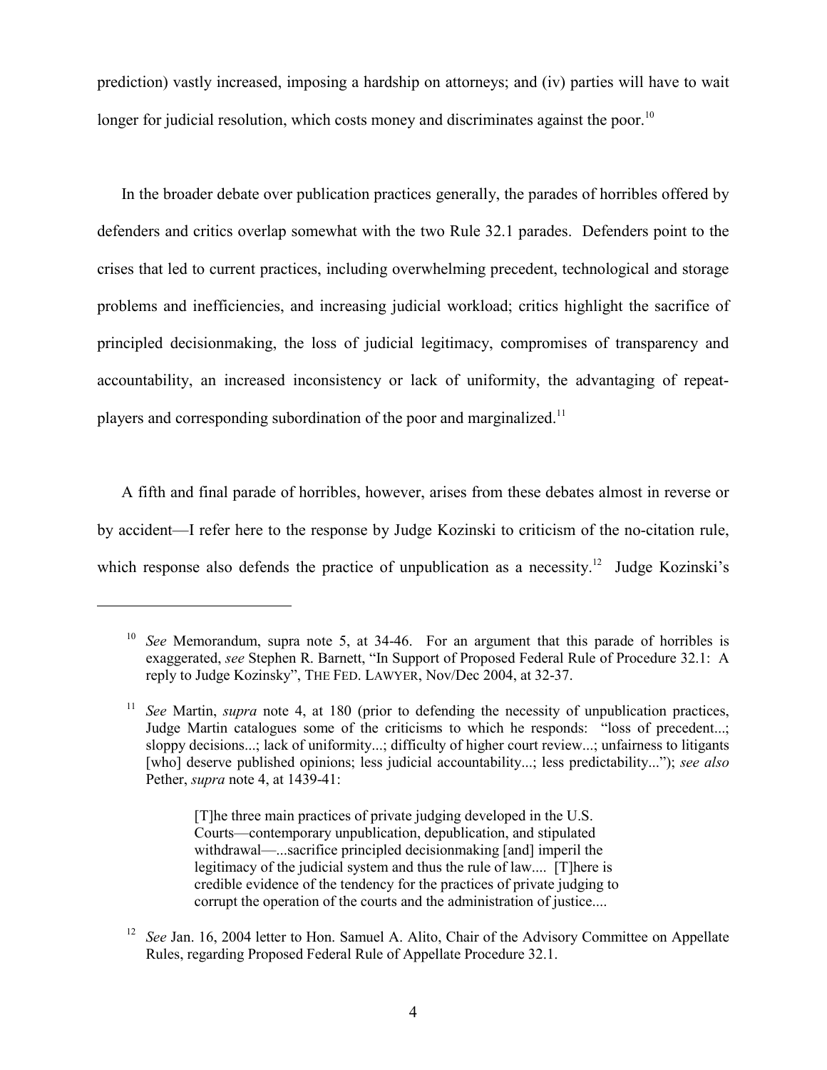prediction) vastly increased, imposing a hardship on attorneys; and (iv) parties will have to wait longer for judicial resolution, which costs money and discriminates against the poor.[10]

In the broader debate over publication practices generally, the parades of horribles offered by defenders and critics overlap somewhat with the two Rule 32.1 parades. Defenders point to the crises that led to current practices, including overwhelming precedent, technological and storage problems and inefficiencies, and increasing judicial workload; critics highlight the sacrifice of principled decisionmaking, the loss of judicial legitimacy, compromises of transparency and accountability, an increased inconsistency or lack of uniformity, the advantaging of repeat-players and corresponding subordination of the poor and marginalized.[11]

A fifth and final parade of horribles, however, arises from these debates almost in reverse or by accident—I refer here to the response by Judge Kozinski to criticism of the no-citation rule, which response also defends the practice of unpublication as a necessity.[12] Judge Kozinski's

---

[10] *See* Memorandum, supra note 5, at 34-46. For an argument that this parade of horribles is exaggerated, *see* Stephen R. Barnett, "In Support of Proposed Federal Rule of Procedure 32.1: A reply to Judge Kozinsky", THE FED. LAWYER, Nov/Dec 2004, at 32-37.

[11] *See* Martin, *supra* note 4, at 180 (prior to defending the necessity of unpublication practices, Judge Martin catalogues some of the criticisms to which he responds: "loss of precedent...; sloppy decisions...; lack of uniformity...; difficulty of higher court review...; unfairness to litigants [who] deserve published opinions; less judicial accountability...; less predictability..."); *see also* Pether, *supra* note 4, at 1439-41:

> [T]he three main practices of private judging developed in the U.S. Courts—contemporary unpublication, depublication, and stipulated withdrawal—...sacrifice principled decisionmaking [and] imperil the legitimacy of the judicial system and thus the rule of law.... [T]here is credible evidence of the tendency for the practices of private judging to corrupt the operation of the courts and the administration of justice....

[12] *See* Jan. 16, 2004 letter to Hon. Samuel A. Alito, Chair of the Advisory Committee on Appellate Rules, regarding Proposed Federal Rule of Appellate Procedure 32.1.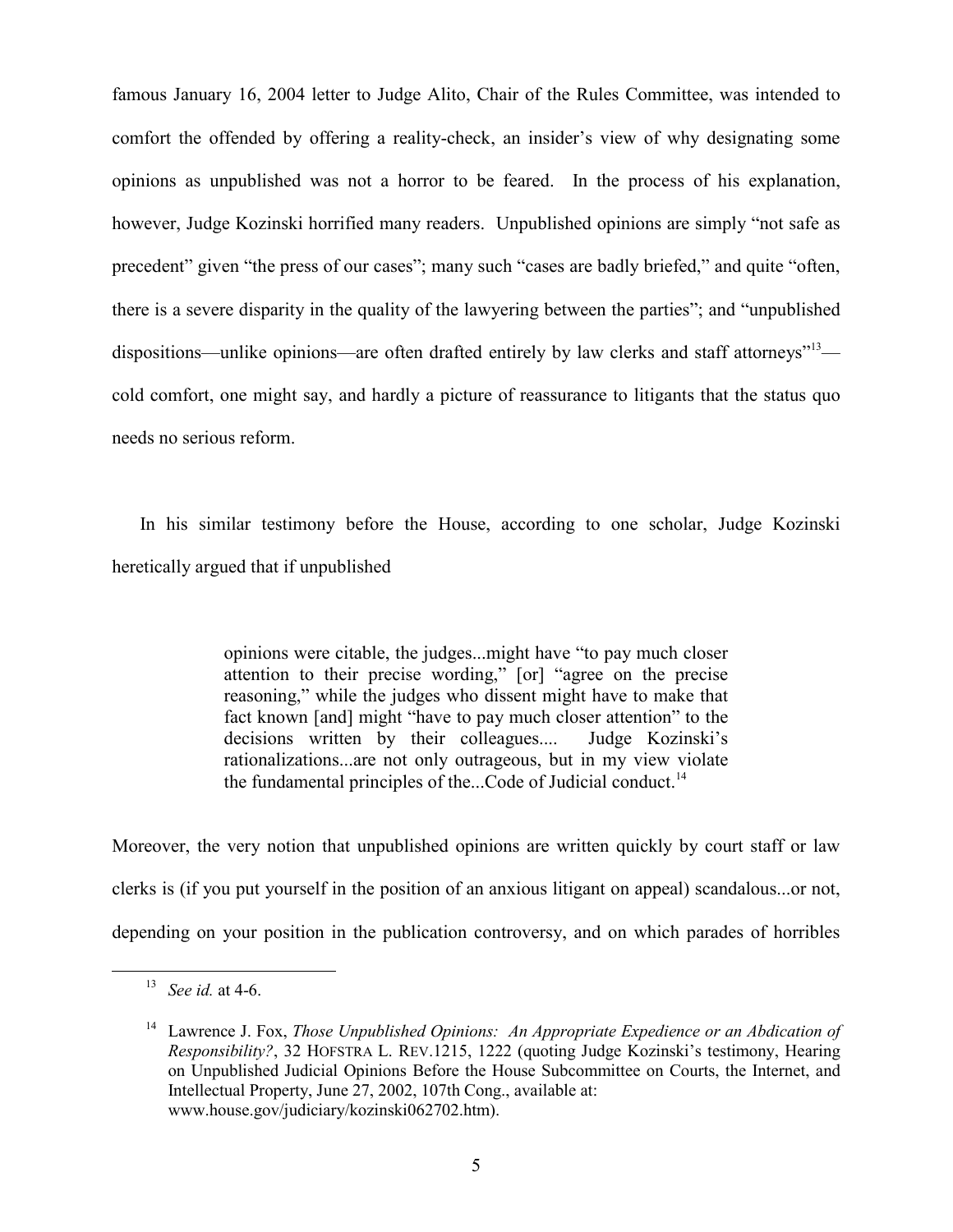famous January 16, 2004 letter to Judge Alito, Chair of the Rules Committee, was intended to comfort the offended by offering a reality-check, an insider's view of why designating some opinions as unpublished was not a horror to be feared. In the process of his explanation, however, Judge Kozinski horrified many readers. Unpublished opinions are simply "not safe as precedent" given "the press of our cases"; many such "cases are badly briefed," and quite "often, there is a severe disparity in the quality of the lawyering between the parties"; and "unpublished dispositions—unlike opinions—are often drafted entirely by law clerks and staff attorneys"[13]—cold comfort, one might say, and hardly a picture of reassurance to litigants that the status quo needs no serious reform.

In his similar testimony before the House, according to one scholar, Judge Kozinski heretically argued that if unpublished

> opinions were citable, the judges...might have "to pay much closer attention to their precise wording," [or] "agree on the precise reasoning," while the judges who dissent might have to make that fact known [and] might "have to pay much closer attention" to the decisions written by their colleagues.... Judge Kozinski's rationalizations...are not only outrageous, but in my view violate the fundamental principles of the...Code of Judicial conduct.[14]

Moreover, the very notion that unpublished opinions are written quickly by court staff or law clerks is (if you put yourself in the position of an anxious litigant on appeal) scandalous...or not, depending on your position in the publication controversy, and on which parades of horribles

---

[13] *See id.* at 4-6.

[14] Lawrence J. Fox, *Those Unpublished Opinions: An Appropriate Expedience or an Abdication of Responsibility?*, 32 HOFSTRA L. REV.1215, 1222 (quoting Judge Kozinski's testimony, Hearing on Unpublished Judicial Opinions Before the House Subcommittee on Courts, the Internet, and Intellectual Property, June 27, 2002, 107th Cong., available at: www.house.gov/judiciary/kozinski062702.htm).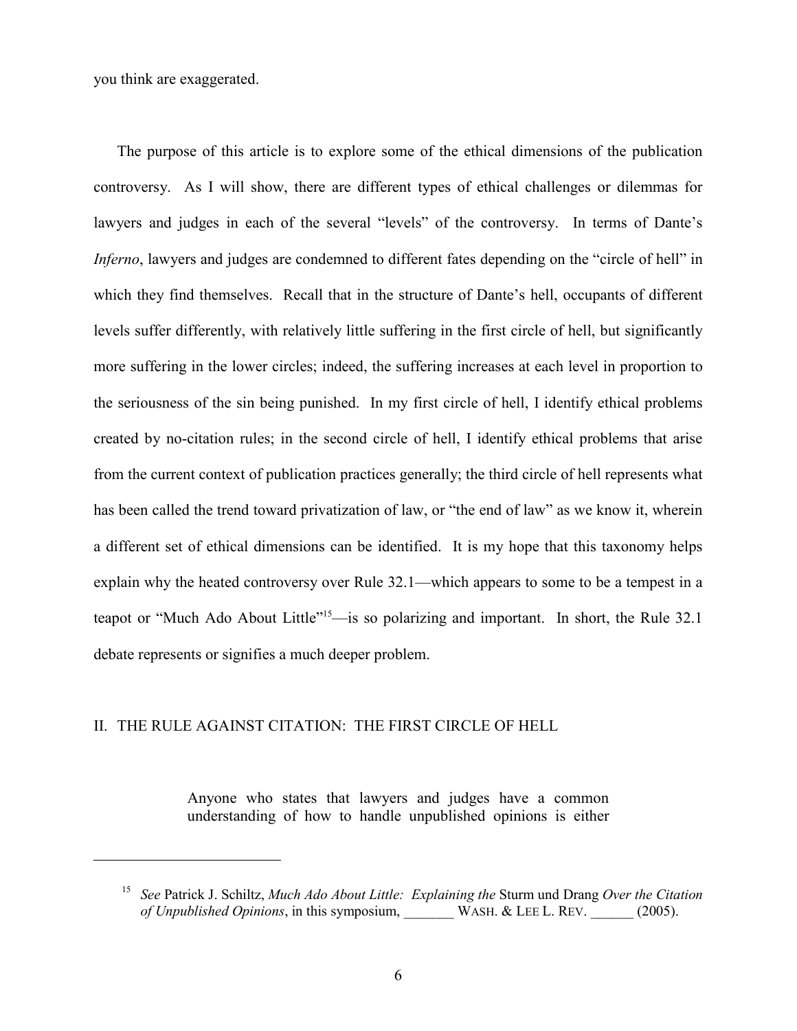you think are exaggerated.

The purpose of this article is to explore some of the ethical dimensions of the publication controversy. As I will show, there are different types of ethical challenges or dilemmas for lawyers and judges in each of the several "levels" of the controversy. In terms of Dante's *Inferno*, lawyers and judges are condemned to different fates depending on the "circle of hell" in which they find themselves. Recall that in the structure of Dante's hell, occupants of different levels suffer differently, with relatively little suffering in the first circle of hell, but significantly more suffering in the lower circles; indeed, the suffering increases at each level in proportion to the seriousness of the sin being punished. In my first circle of hell, I identify ethical problems created by no-citation rules; in the second circle of hell, I identify ethical problems that arise from the current context of publication practices generally; the third circle of hell represents what has been called the trend toward privatization of law, or "the end of law" as we know it, wherein a different set of ethical dimensions can be identified. It is my hope that this taxonomy helps explain why the heated controversy over Rule 32.1—which appears to some to be a tempest in a teapot or "Much Ado About Little"[15]—is so polarizing and important. In short, the Rule 32.1 debate represents or signifies a much deeper problem.

## II. THE RULE AGAINST CITATION: THE FIRST CIRCLE OF HELL

> Anyone who states that lawyers and judges have a common understanding of how to handle unpublished opinions is either

---

[15] *See* Patrick J. Schiltz, *Much Ado About Little: Explaining the* Sturm und Drang *Over the Citation of Unpublished Opinions*, in this symposium, _______ WASH. & LEE L. REV. ______ (2005).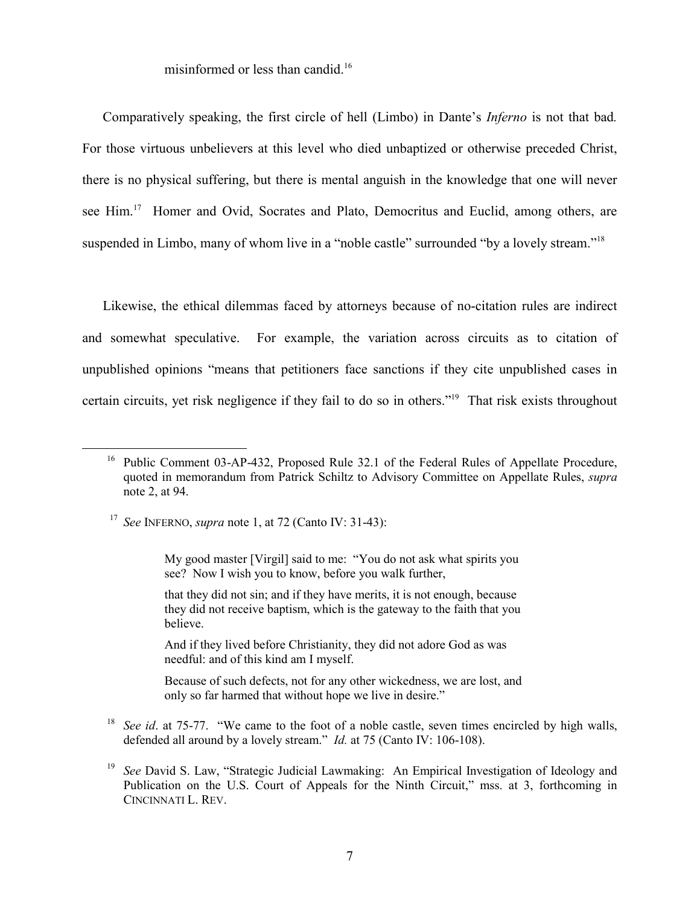misinformed or less than candid.[16]

Comparatively speaking, the first circle of hell (Limbo) in Dante's *Inferno* is not that bad. For those virtuous unbelievers at this level who died unbaptized or otherwise preceded Christ, there is no physical suffering, but there is mental anguish in the knowledge that one will never see Him.[17] Homer and Ovid, Socrates and Plato, Democritus and Euclid, among others, are suspended in Limbo, many of whom live in a "noble castle" surrounded "by a lovely stream."[18]

Likewise, the ethical dilemmas faced by attorneys because of no-citation rules are indirect and somewhat speculative. For example, the variation across circuits as to citation of unpublished opinions "means that petitioners face sanctions if they cite unpublished cases in certain circuits, yet risk negligence if they fail to do so in others."[19] That risk exists throughout

---

[16] Public Comment 03-AP-432, Proposed Rule 32.1 of the Federal Rules of Appellate Procedure, quoted in memorandum from Patrick Schiltz to Advisory Committee on Appellate Rules, *supra* note 2, at 94.

[17] *See* INFERNO, *supra* note 1, at 72 (Canto IV: 31-43):

> My good master [Virgil] said to me: "You do not ask what spirits you see? Now I wish you to know, before you walk further,
>
> that they did not sin; and if they have merits, it is not enough, because they did not receive baptism, which is the gateway to the faith that you believe.
>
> And if they lived before Christianity, they did not adore God as was needful: and of this kind am I myself.
>
> Because of such defects, not for any other wickedness, we are lost, and only so far harmed that without hope we live in desire."

[18] *See id*. at 75-77. "We came to the foot of a noble castle, seven times encircled by high walls, defended all around by a lovely stream." *Id.* at 75 (Canto IV: 106-108).

[19] *See* David S. Law, "Strategic Judicial Lawmaking: An Empirical Investigation of Ideology and Publication on the U.S. Court of Appeals for the Ninth Circuit," mss. at 3, forthcoming in CINCINNATI L. REV.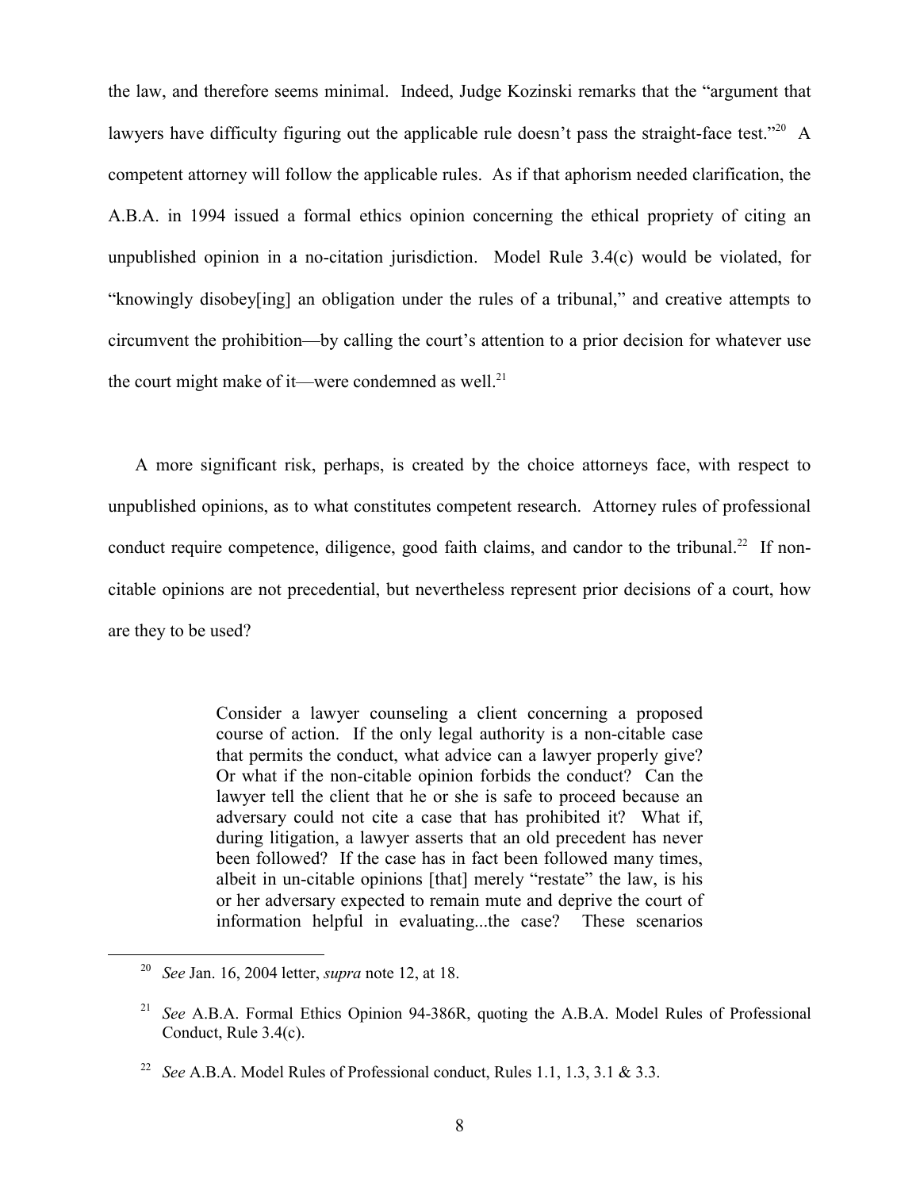the law, and therefore seems minimal. Indeed, Judge Kozinski remarks that the "argument that lawyers have difficulty figuring out the applicable rule doesn't pass the straight-face test."[20] A competent attorney will follow the applicable rules. As if that aphorism needed clarification, the A.B.A. in 1994 issued a formal ethics opinion concerning the ethical propriety of citing an unpublished opinion in a no-citation jurisdiction. Model Rule 3.4(c) would be violated, for "knowingly disobey[ing] an obligation under the rules of a tribunal," and creative attempts to circumvent the prohibition—by calling the court's attention to a prior decision for whatever use the court might make of it—were condemned as well.[21]

A more significant risk, perhaps, is created by the choice attorneys face, with respect to unpublished opinions, as to what constitutes competent research. Attorney rules of professional conduct require competence, diligence, good faith claims, and candor to the tribunal.[22] If non-citable opinions are not precedential, but nevertheless represent prior decisions of a court, how are they to be used?

> Consider a lawyer counseling a client concerning a proposed course of action. If the only legal authority is a non-citable case that permits the conduct, what advice can a lawyer properly give? Or what if the non-citable opinion forbids the conduct? Can the lawyer tell the client that he or she is safe to proceed because an adversary could not cite a case that has prohibited it? What if, during litigation, a lawyer asserts that an old precedent has never been followed? If the case has in fact been followed many times, albeit in un-citable opinions [that] merely "restate" the law, is his or her adversary expected to remain mute and deprive the court of information helpful in evaluating...the case? These scenarios

---

[20] *See* Jan. 16, 2004 letter, *supra* note 12, at 18.

[21] *See* A.B.A. Formal Ethics Opinion 94-386R, quoting the A.B.A. Model Rules of Professional Conduct, Rule 3.4(c).

[22] *See* A.B.A. Model Rules of Professional conduct, Rules 1.1, 1.3, 3.1 & 3.3.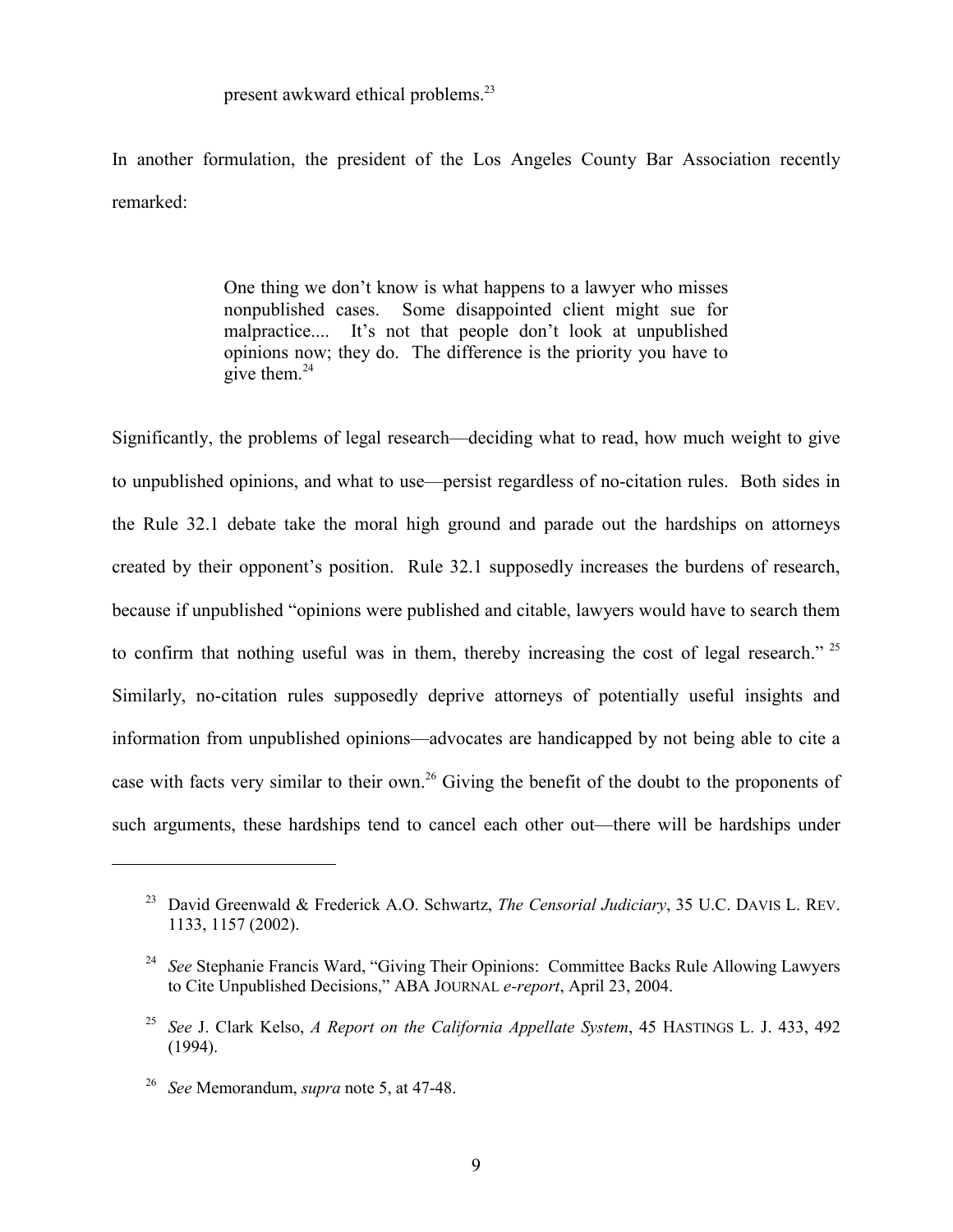> present awkward ethical problems.[23]

In another formulation, the president of the Los Angeles County Bar Association recently remarked:

> One thing we don't know is what happens to a lawyer who misses nonpublished cases. Some disappointed client might sue for malpractice.... It's not that people don't look at unpublished opinions now; they do. The difference is the priority you have to give them.[24]

Significantly, the problems of legal research—deciding what to read, how much weight to give to unpublished opinions, and what to use—persist regardless of no-citation rules. Both sides in the Rule 32.1 debate take the moral high ground and parade out the hardships on attorneys created by their opponent's position. Rule 32.1 supposedly increases the burdens of research, because if unpublished "opinions were published and citable, lawyers would have to search them to confirm that nothing useful was in them, thereby increasing the cost of legal research." [25] Similarly, no-citation rules supposedly deprive attorneys of potentially useful insights and information from unpublished opinions—advocates are handicapped by not being able to cite a case with facts very similar to their own.[26] Giving the benefit of the doubt to the proponents of such arguments, these hardships tend to cancel each other out—there will be hardships under

---

[23] David Greenwald & Frederick A.O. Schwartz, *The Censorial Judiciary*, 35 U.C. DAVIS L. REV. 1133, 1157 (2002).

[24] *See* Stephanie Francis Ward, "Giving Their Opinions: Committee Backs Rule Allowing Lawyers to Cite Unpublished Decisions," ABA JOURNAL *e-report*, April 23, 2004.

[25] *See* J. Clark Kelso, *A Report on the California Appellate System*, 45 HASTINGS L. J. 433, 492 (1994).

[26] *See* Memorandum, *supra* note 5, at 47-48.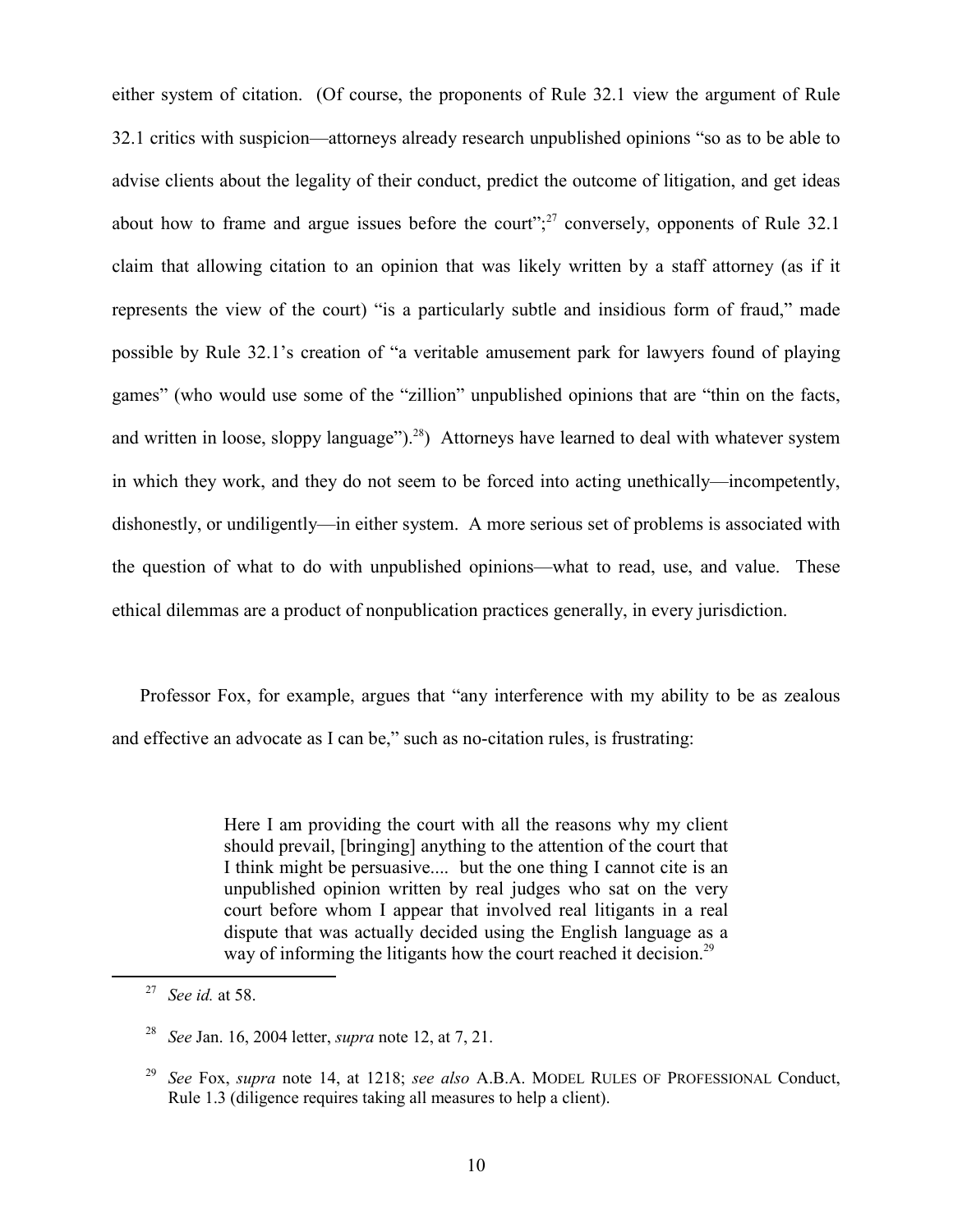either system of citation. (Of course, the proponents of Rule 32.1 view the argument of Rule 32.1 critics with suspicion—attorneys already research unpublished opinions "so as to be able to advise clients about the legality of their conduct, predict the outcome of litigation, and get ideas about how to frame and argue issues before the court";[27] conversely, opponents of Rule 32.1 claim that allowing citation to an opinion that was likely written by a staff attorney (as if it represents the view of the court) "is a particularly subtle and insidious form of fraud," made possible by Rule 32.1's creation of "a veritable amusement park for lawyers found of playing games" (who would use some of the "zillion" unpublished opinions that are "thin on the facts, and written in loose, sloppy language").[28]) Attorneys have learned to deal with whatever system in which they work, and they do not seem to be forced into acting unethically—incompetently, dishonestly, or undiligently—in either system. A more serious set of problems is associated with the question of what to do with unpublished opinions—what to read, use, and value. These ethical dilemmas are a product of nonpublication practices generally, in every jurisdiction.

Professor Fox, for example, argues that "any interference with my ability to be as zealous and effective an advocate as I can be," such as no-citation rules, is frustrating:

> Here I am providing the court with all the reasons why my client should prevail, [bringing] anything to the attention of the court that I think might be persuasive.... but the one thing I cannot cite is an unpublished opinion written by real judges who sat on the very court before whom I appear that involved real litigants in a real dispute that was actually decided using the English language as a way of informing the litigants how the court reached it decision.[29]

---

[27] *See id.* at 58.

[28] *See* Jan. 16, 2004 letter, *supra* note 12, at 7, 21.

[29] *See* Fox, *supra* note 14, at 1218; *see also* A.B.A. MODEL RULES OF PROFESSIONAL Conduct, Rule 1.3 (diligence requires taking all measures to help a client).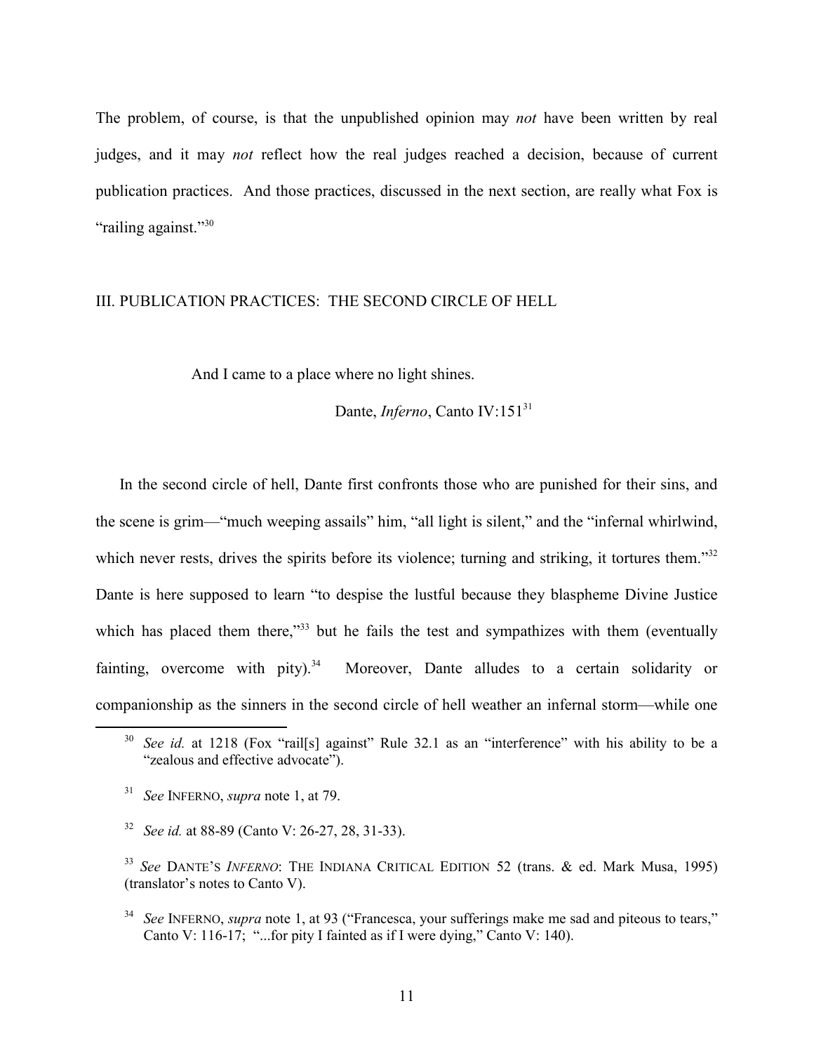The problem, of course, is that the unpublished opinion may *not* have been written by real judges, and it may *not* reflect how the real judges reached a decision, because of current publication practices. And those practices, discussed in the next section, are really what Fox is "railing against."[30]

## III. PUBLICATION PRACTICES: THE SECOND CIRCLE OF HELL

> And I came to a place where no light shines.
>
> Dante, *Inferno*, Canto IV:151[31]

In the second circle of hell, Dante first confronts those who are punished for their sins, and the scene is grim—"much weeping assails" him, "all light is silent," and the "infernal whirlwind, which never rests, drives the spirits before its violence; turning and striking, it tortures them."[32] Dante is here supposed to learn "to despise the lustful because they blaspheme Divine Justice which has placed them there,"[33] but he fails the test and sympathizes with them (eventually fainting, overcome with pity).[34] Moreover, Dante alludes to a certain solidarity or companionship as the sinners in the second circle of hell weather an infernal storm—while one

---

[30] *See id.* at 1218 (Fox "rail[s] against" Rule 32.1 as an "interference" with his ability to be a "zealous and effective advocate").

[31] *See* INFERNO, *supra* note 1, at 79.

[32] *See id.* at 88-89 (Canto V: 26-27, 28, 31-33).

[33] *See* DANTE'S *INFERNO*: THE INDIANA CRITICAL EDITION 52 (trans. & ed. Mark Musa, 1995) (translator's notes to Canto V).

[34] *See* INFERNO, *supra* note 1, at 93 ("Francesca, your sufferings make me sad and piteous to tears," Canto V: 116-17; "...for pity I fainted as if I were dying," Canto V: 140).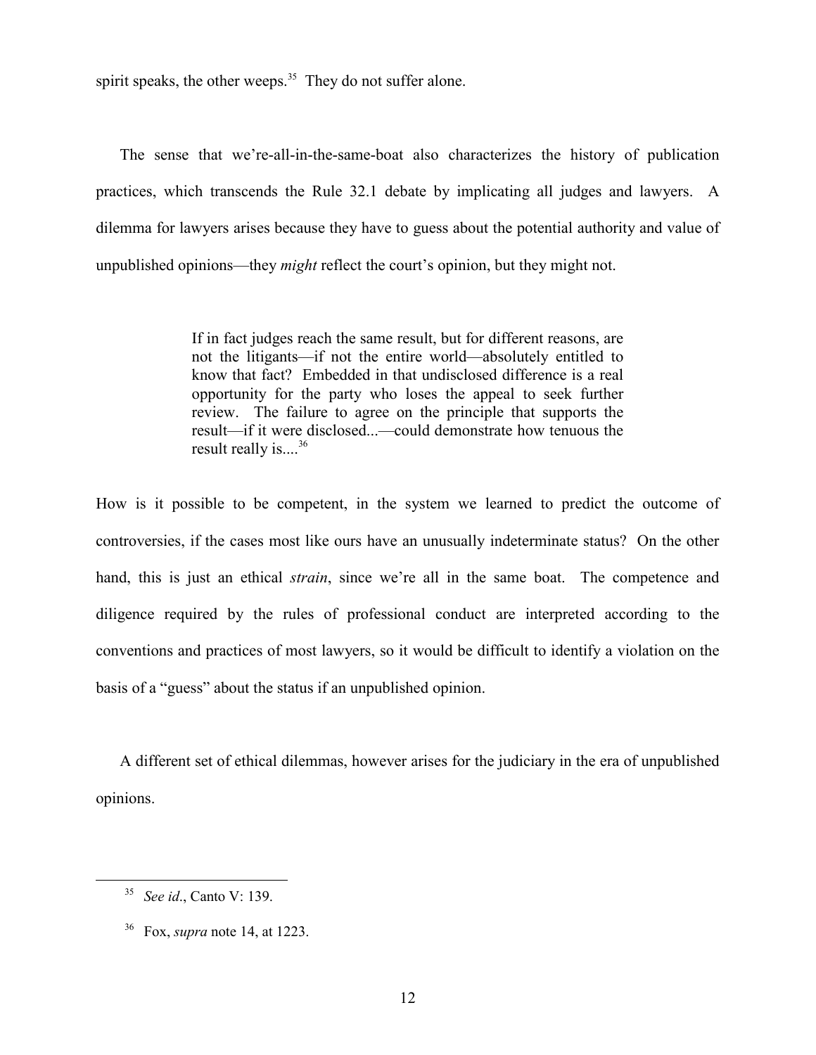spirit speaks, the other weeps.[35] They do not suffer alone.

The sense that we're-all-in-the-same-boat also characterizes the history of publication practices, which transcends the Rule 32.1 debate by implicating all judges and lawyers. A dilemma for lawyers arises because they have to guess about the potential authority and value of unpublished opinions—they *might* reflect the court's opinion, but they might not.

> If in fact judges reach the same result, but for different reasons, are not the litigants—if not the entire world—absolutely entitled to know that fact? Embedded in that undisclosed difference is a real opportunity for the party who loses the appeal to seek further review. The failure to agree on the principle that supports the result—if it were disclosed...—could demonstrate how tenuous the result really is....[36]

How is it possible to be competent, in the system we learned to predict the outcome of controversies, if the cases most like ours have an unusually indeterminate status? On the other hand, this is just an ethical *strain*, since we're all in the same boat. The competence and diligence required by the rules of professional conduct are interpreted according to the conventions and practices of most lawyers, so it would be difficult to identify a violation on the basis of a "guess" about the status if an unpublished opinion.

A different set of ethical dilemmas, however arises for the judiciary in the era of unpublished opinions.

---

[35] *See id*., Canto V: 139.

[36] Fox, *supra* note 14, at 1223.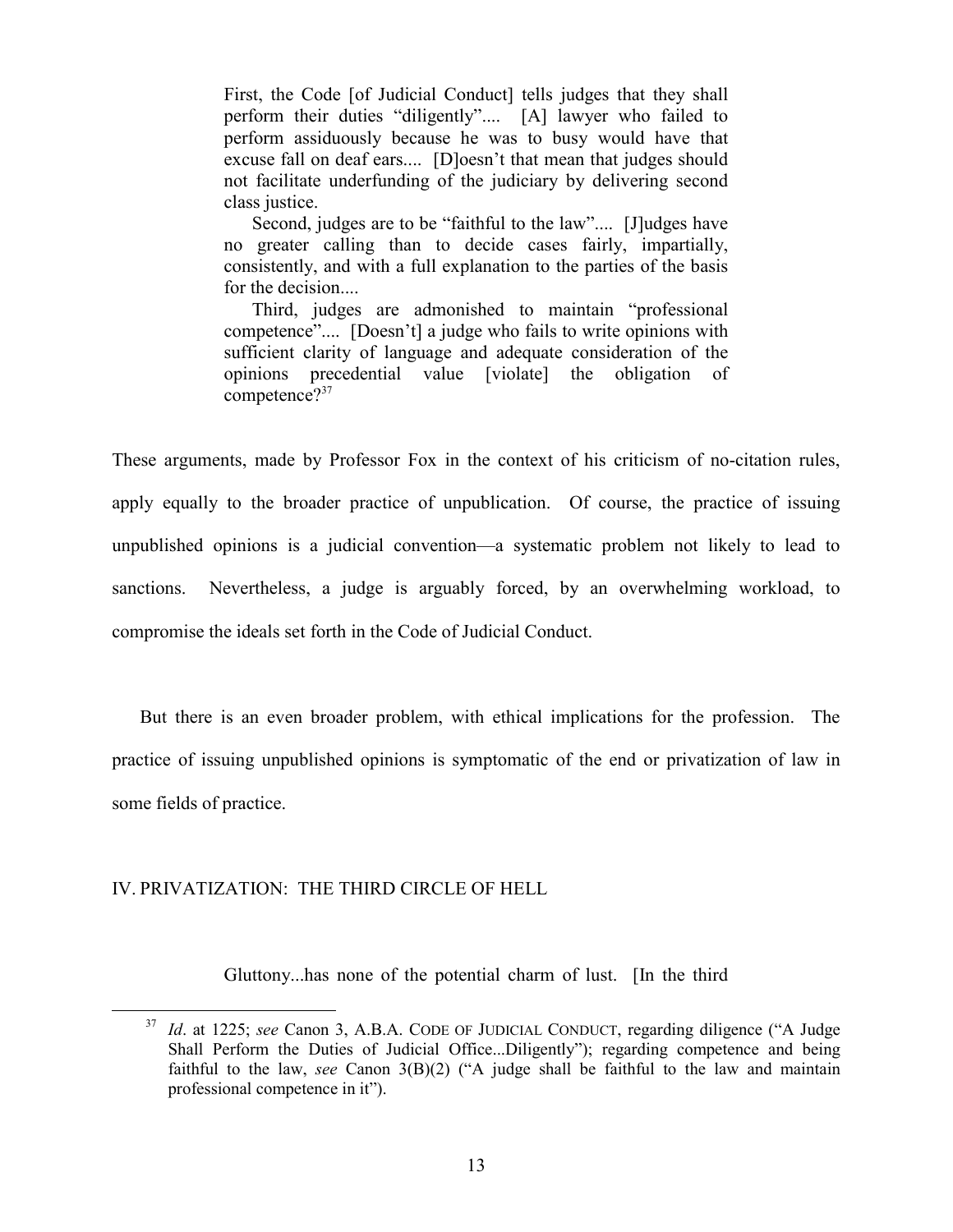> First, the Code [of Judicial Conduct] tells judges that they shall perform their duties "diligently".... [A] lawyer who failed to perform assiduously because he was to busy would have that excuse fall on deaf ears.... [D]oesn't that mean that judges should not facilitate underfunding of the judiciary by delivering second class justice.
>
> Second, judges are to be "faithful to the law".... [J]udges have no greater calling than to decide cases fairly, impartially, consistently, and with a full explanation to the parties of the basis for the decision....
>
> Third, judges are admonished to maintain "professional competence".... [Doesn't] a judge who fails to write opinions with sufficient clarity of language and adequate consideration of the opinions precedential value [violate] the obligation of competence?[37]

These arguments, made by Professor Fox in the context of his criticism of no-citation rules, apply equally to the broader practice of unpublication. Of course, the practice of issuing unpublished opinions is a judicial convention—a systematic problem not likely to lead to sanctions. Nevertheless, a judge is arguably forced, by an overwhelming workload, to compromise the ideals set forth in the Code of Judicial Conduct.

But there is an even broader problem, with ethical implications for the profession. The practice of issuing unpublished opinions is symptomatic of the end or privatization of law in some fields of practice.

## IV. PRIVATIZATION: THE THIRD CIRCLE OF HELL

> Gluttony...has none of the potential charm of lust. [In the third

[37] *Id*. at 1225; *see* Canon 3, A.B.A. CODE OF JUDICIAL CONDUCT, regarding diligence ("A Judge Shall Perform the Duties of Judicial Office...Diligently"); regarding competence and being faithful to the law, *see* Canon 3(B)(2) ("A judge shall be faithful to the law and maintain professional competence in it").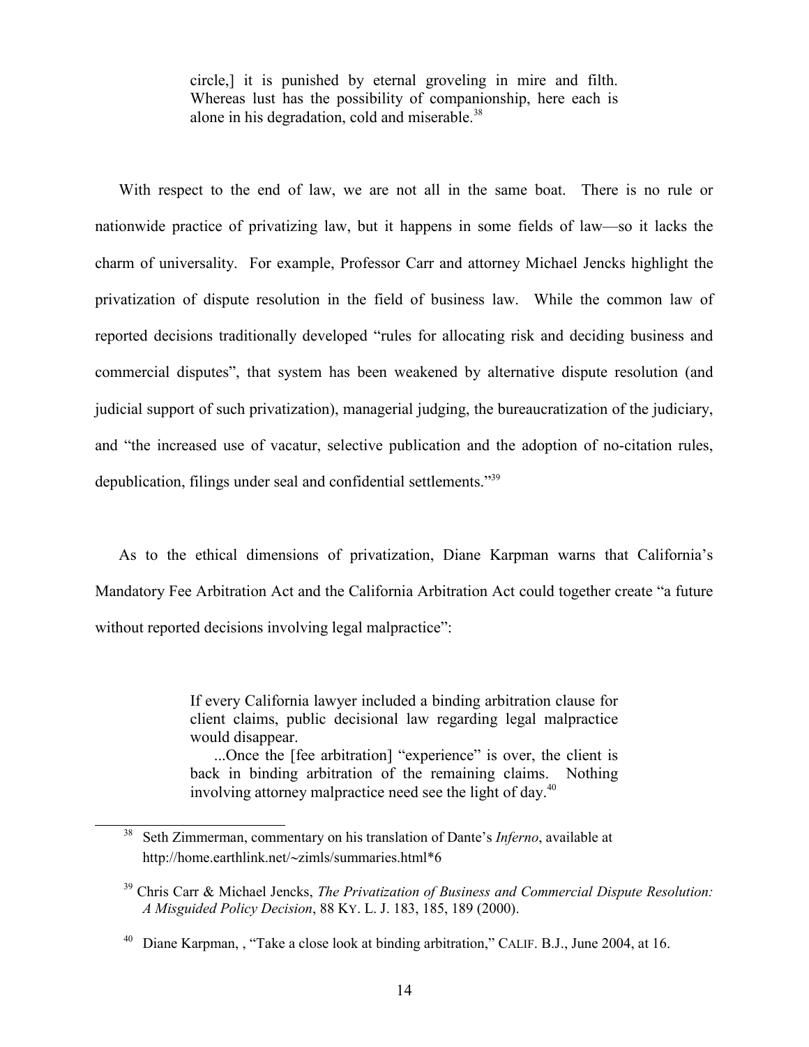> circle,] it is punished by eternal groveling in mire and filth. Whereas lust has the possibility of companionship, here each is alone in his degradation, cold and miserable.[38]

With respect to the end of law, we are not all in the same boat. There is no rule or nationwide practice of privatizing law, but it happens in some fields of law—so it lacks the charm of universality. For example, Professor Carr and attorney Michael Jencks highlight the privatization of dispute resolution in the field of business law. While the common law of reported decisions traditionally developed "rules for allocating risk and deciding business and commercial disputes", that system has been weakened by alternative dispute resolution (and judicial support of such privatization), managerial judging, the bureaucratization of the judiciary, and "the increased use of vacatur, selective publication and the adoption of no-citation rules, depublication, filings under seal and confidential settlements."[39]

As to the ethical dimensions of privatization, Diane Karpman warns that California's Mandatory Fee Arbitration Act and the California Arbitration Act could together create "a future without reported decisions involving legal malpractice":

> If every California lawyer included a binding arbitration clause for client claims, public decisional law regarding legal malpractice would disappear.
>
> ...Once the [fee arbitration] "experience" is over, the client is back in binding arbitration of the remaining claims. Nothing involving attorney malpractice need see the light of day.[40]

---

[38] Seth Zimmerman, commentary on his translation of Dante's *Inferno*, available at http://home.earthlink.net/~zimls/summaries.html*6

[39] Chris Carr & Michael Jencks, *The Privatization of Business and Commercial Dispute Resolution: A Misguided Policy Decision*, 88 KY. L. J. 183, 185, 189 (2000).

[40] Diane Karpman, , "Take a close look at binding arbitration," CALIF. B.J., June 2004, at 16.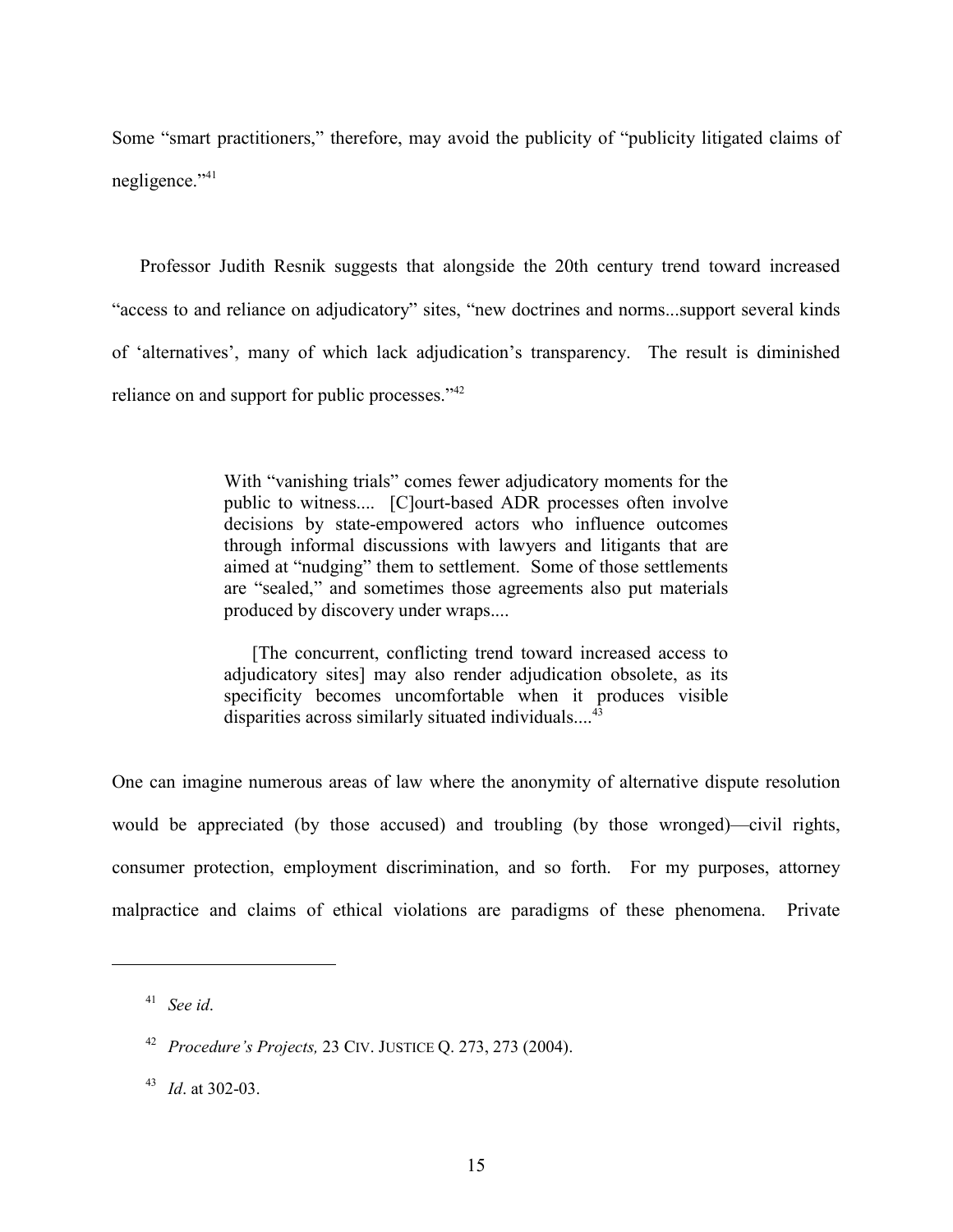Some "smart practitioners," therefore, may avoid the publicity of "publicity litigated claims of negligence."[41]

Professor Judith Resnik suggests that alongside the 20th century trend toward increased "access to and reliance on adjudicatory" sites, "new doctrines and norms...support several kinds of 'alternatives', many of which lack adjudication's transparency. The result is diminished reliance on and support for public processes."[42]

> With "vanishing trials" comes fewer adjudicatory moments for the public to witness.... [C]ourt-based ADR processes often involve decisions by state-empowered actors who influence outcomes through informal discussions with lawyers and litigants that are aimed at "nudging" them to settlement. Some of those settlements are "sealed," and sometimes those agreements also put materials produced by discovery under wraps....
>
> [The concurrent, conflicting trend toward increased access to adjudicatory sites] may also render adjudication obsolete, as its specificity becomes uncomfortable when it produces visible disparities across similarly situated individuals....[43]

One can imagine numerous areas of law where the anonymity of alternative dispute resolution would be appreciated (by those accused) and troubling (by those wronged)—civil rights, consumer protection, employment discrimination, and so forth. For my purposes, attorney malpractice and claims of ethical violations are paradigms of these phenomena. Private

---

[41] *See id*.

[42] *Procedure's Projects,* 23 CIV. JUSTICE Q. 273, 273 (2004).

[43] *Id*. at 302-03.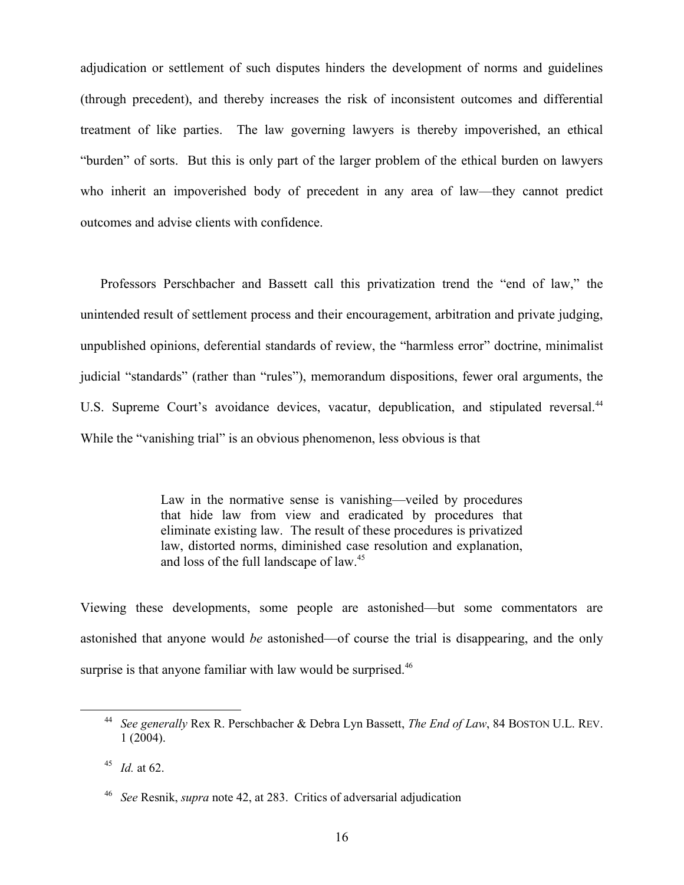adjudication or settlement of such disputes hinders the development of norms and guidelines (through precedent), and thereby increases the risk of inconsistent outcomes and differential treatment of like parties. The law governing lawyers is thereby impoverished, an ethical "burden" of sorts. But this is only part of the larger problem of the ethical burden on lawyers who inherit an impoverished body of precedent in any area of law—they cannot predict outcomes and advise clients with confidence.

Professors Perschbacher and Bassett call this privatization trend the "end of law," the unintended result of settlement process and their encouragement, arbitration and private judging, unpublished opinions, deferential standards of review, the "harmless error" doctrine, minimalist judicial "standards" (rather than "rules"), memorandum dispositions, fewer oral arguments, the U.S. Supreme Court's avoidance devices, vacatur, depublication, and stipulated reversal.[44] While the "vanishing trial" is an obvious phenomenon, less obvious is that

> Law in the normative sense is vanishing—veiled by procedures that hide law from view and eradicated by procedures that eliminate existing law. The result of these procedures is privatized law, distorted norms, diminished case resolution and explanation, and loss of the full landscape of law.[45]

Viewing these developments, some people are astonished—but some commentators are astonished that anyone would *be* astonished—of course the trial is disappearing, and the only surprise is that anyone familiar with law would be surprised.[46]

---

[44] *See generally* Rex R. Perschbacher & Debra Lyn Bassett, *The End of Law*, 84 BOSTON U.L. REV. 1 (2004).

[45] *Id.* at 62.

[46] *See* Resnik, *supra* note 42, at 283. Critics of adversarial adjudication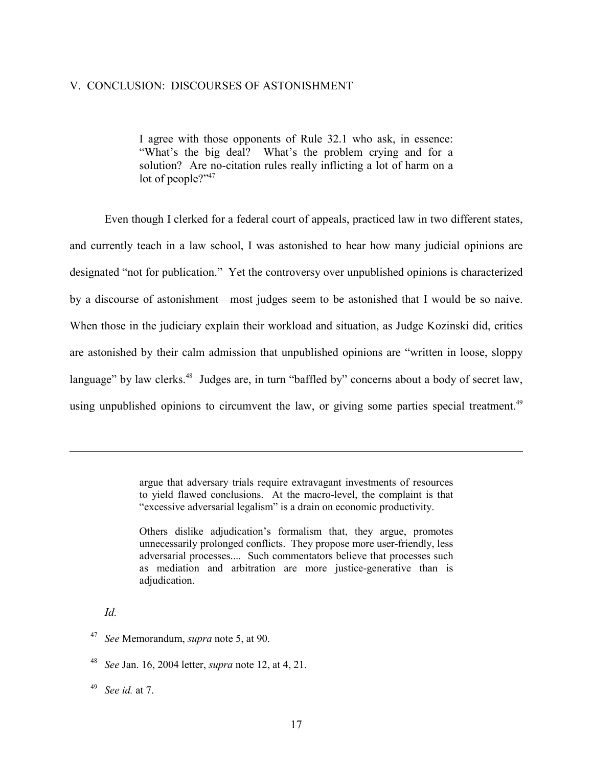## V. CONCLUSION: DISCOURSES OF ASTONISHMENT

> I agree with those opponents of Rule 32.1 who ask, in essence: "What's the big deal? What's the problem crying and for a solution? Are no-citation rules really inflicting a lot of harm on a lot of people?"[47]

Even though I clerked for a federal court of appeals, practiced law in two different states, and currently teach in a law school, I was astonished to hear how many judicial opinions are designated "not for publication." Yet the controversy over unpublished opinions is characterized by a discourse of astonishment—most judges seem to be astonished that I would be so naive. When those in the judiciary explain their workload and situation, as Judge Kozinski did, critics are astonished by their calm admission that unpublished opinions are "written in loose, sloppy language" by law clerks.[48] Judges are, in turn "baffled by" concerns about a body of secret law, using unpublished opinions to circumvent the law, or giving some parties special treatment.[49]

---

> argue that adversary trials require extravagant investments of resources to yield flawed conclusions. At the macro-level, the complaint is that "excessive adversarial legalism" is a drain on economic productivity.
>
> Others dislike adjudication's formalism that, they argue, promotes unnecessarily prolonged conflicts. They propose more user-friendly, less adversarial processes.... Such commentators believe that processes such as mediation and arbitration are more justice-generative than is adjudication.

*Id.*

[47] *See* Memorandum, *supra* note 5, at 90.

[48] *See* Jan. 16, 2004 letter, *supra* note 12, at 4, 21.

[49] *See id.* at 7.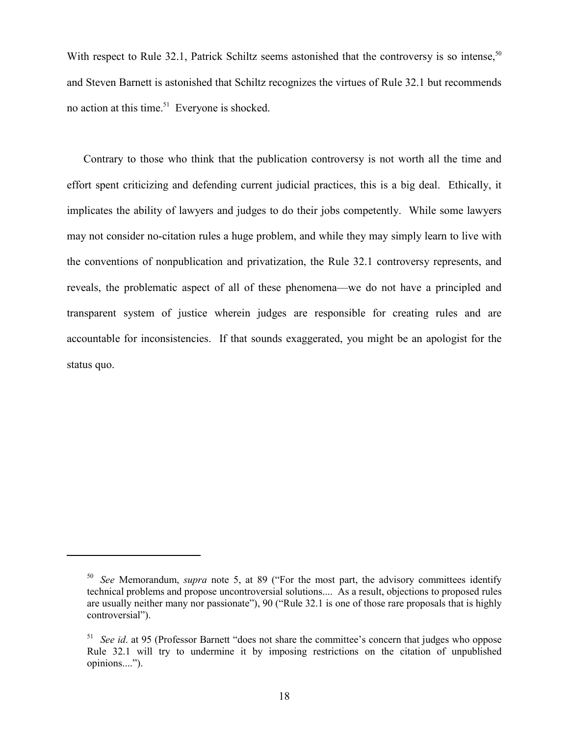With respect to Rule 32.1, Patrick Schiltz seems astonished that the controversy is so intense,[50] and Steven Barnett is astonished that Schiltz recognizes the virtues of Rule 32.1 but recommends no action at this time.[51] Everyone is shocked.

Contrary to those who think that the publication controversy is not worth all the time and effort spent criticizing and defending current judicial practices, this is a big deal. Ethically, it implicates the ability of lawyers and judges to do their jobs competently. While some lawyers may not consider no-citation rules a huge problem, and while they may simply learn to live with the conventions of nonpublication and privatization, the Rule 32.1 controversy represents, and reveals, the problematic aspect of all of these phenomena—we do not have a principled and transparent system of justice wherein judges are responsible for creating rules and are accountable for inconsistencies. If that sounds exaggerated, you might be an apologist for the status quo.

---

[50] *See* Memorandum, *supra* note 5, at 89 ("For the most part, the advisory committees identify technical problems and propose uncontroversial solutions.... As a result, objections to proposed rules are usually neither many nor passionate"), 90 ("Rule 32.1 is one of those rare proposals that is highly controversial").

[51] *See id*. at 95 (Professor Barnett "does not share the committee's concern that judges who oppose Rule 32.1 will try to undermine it by imposing restrictions on the citation of unpublished opinions....").